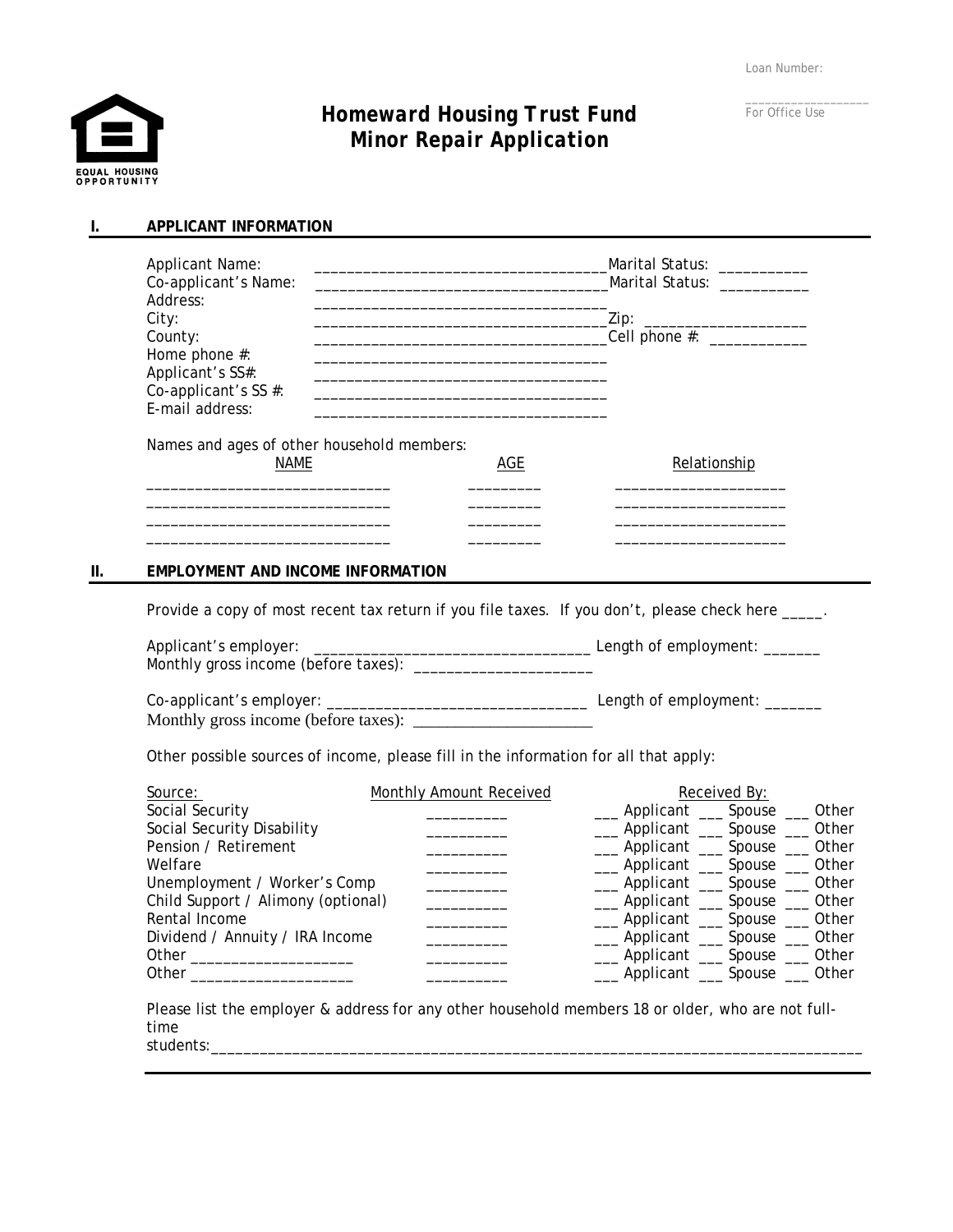Loan Number:

_________________
For Office Use

# Homeward Housing Trust Fund
# Minor Repair Application

## I. APPLICANT INFORMATION

Applicant Name: ___________________________________ Marital Status: ___________
Co-applicant's Name: ___________________________________ Marital Status: ___________
Address: ___________________________________
City: ___________________________________ Zip: ____________________
County: ___________________________________ Cell phone #: ____________
Home phone #: ___________________________________
Applicant's SS#: ___________________________________
Co-applicant's SS #: ___________________________________
E-mail address: ___________________________________

Names and ages of other household members:

| NAME | AGE | Relationship |
|---|---|---|
| ______________________________ | _________ | _____________________ |
| ______________________________ | _________ | _____________________ |
| ______________________________ | _________ | _____________________ |
| ______________________________ | _________ | _____________________ |

## II. EMPLOYMENT AND INCOME INFORMATION

Provide a copy of most recent tax return if you file taxes. If you don't, please check here _____.

Applicant's employer: ___________________________________ Length of employment: _______
Monthly gross income (before taxes): ______________________

Co-applicant's employer: _______________________________ Length of employment: _______
Monthly gross income (before taxes): ______________________

Other possible sources of income, please fill in the information for all that apply:

| Source: | Monthly Amount Received | Received By: |
|---|---|---|
| Social Security | __________ | ___ Applicant ___ Spouse ___ Other |
| Social Security Disability | __________ | ___ Applicant ___ Spouse ___ Other |
| Pension / Retirement | __________ | ___ Applicant ___ Spouse ___ Other |
| Welfare | __________ | ___ Applicant ___ Spouse ___ Other |
| Unemployment / Worker's Comp | __________ | ___ Applicant ___ Spouse ___ Other |
| Child Support / Alimony (optional) | __________ | ___ Applicant ___ Spouse ___ Other |
| Rental Income | __________ | ___ Applicant ___ Spouse ___ Other |
| Dividend / Annuity / IRA Income | __________ | ___ Applicant ___ Spouse ___ Other |
| Other ____________________ | __________ | ___ Applicant ___ Spouse ___ Other |
| Other ____________________ | __________ | ___ Applicant ___ Spouse ___ Other |

Please list the employer & address for any other household members 18 or older, who are not full-time students:_______________________________________________________________________________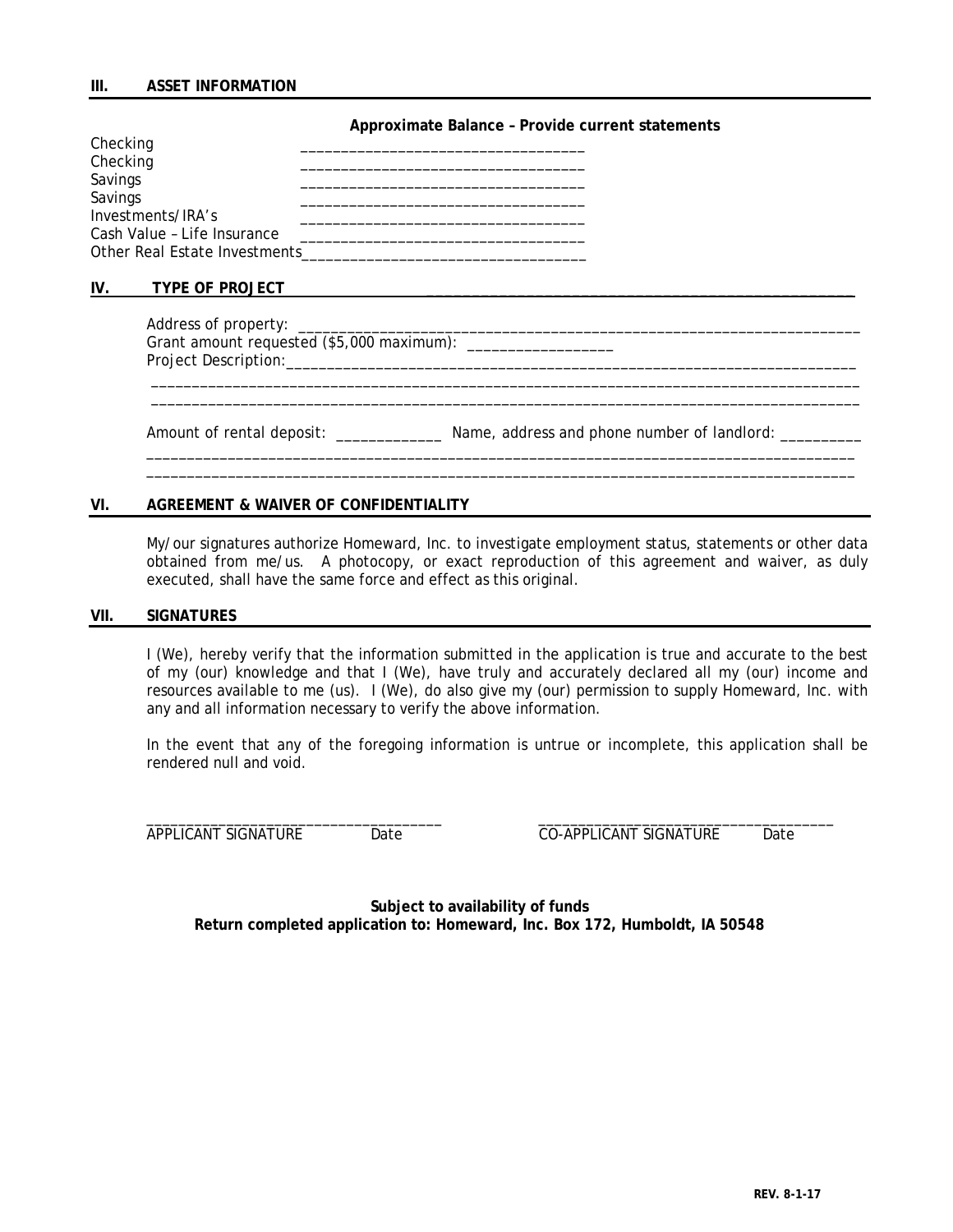## III. ASSET INFORMATION

**Approximate Balance – Provide current statements**

Checking ___________________________________

Checking ___________________________________

Savings ___________________________________

Savings ___________________________________

Investments/IRA's ___________________________________

Cash Value – Life Insurance ___________________________________

Other Real Estate Investments___________________________________

## IV. TYPE OF PROJECT ______________________________________________________

Address of property: ___________________________________________________________________________

Grant amount requested ($5,000 maximum): __________________

Project Description:____________________________________________________________________________

_____________________________________________________________________________________________

_____________________________________________________________________________________________

Amount of rental deposit: ______________ Name, address and phone number of landlord: __________

_____________________________________________________________________________________________

_____________________________________________________________________________________________

## VI. AGREEMENT & WAIVER OF CONFIDENTIALITY

My/our signatures authorize Homeward, Inc. to investigate employment status, statements or other data obtained from me/us. A photocopy, or exact reproduction of this agreement and waiver, as duly executed, shall have the same force and effect as this original.

## VII. SIGNATURES

I (We), hereby verify that the information submitted in the application is true and accurate to the best of my (our) knowledge and that I (We), have truly and accurately declared all my (our) income and resources available to me (us). I (We), do also give my (our) permission to supply Homeward, Inc. with any and all information necessary to verify the above information.

In the event that any of the foregoing information is untrue or incomplete, this application shall be rendered null and void.

_____________________________________ _____________________________________

APPLICANT SIGNATURE Date CO-APPLICANT SIGNATURE Date

**Subject to availability of funds**

**Return completed application to: Homeward, Inc. Box 172, Humboldt, IA 50548**

**REV. 8-1-17**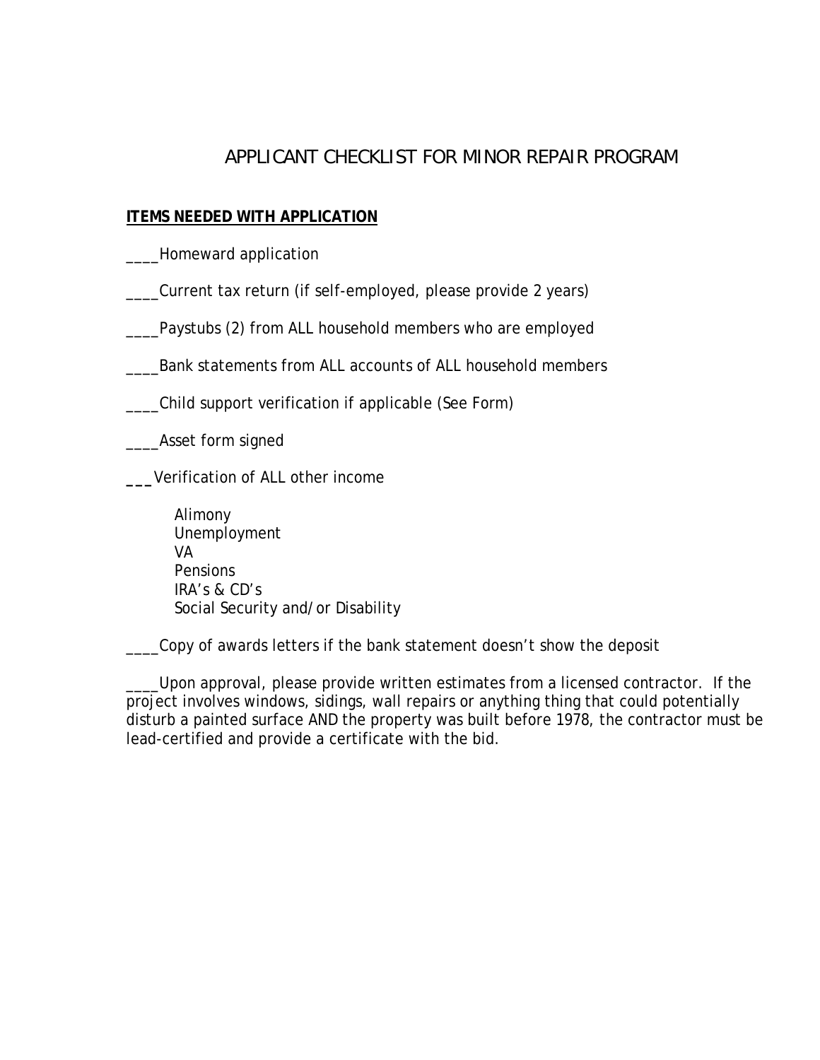# APPLICANT CHECKLIST FOR MINOR REPAIR PROGRAM

**ITEMS NEEDED WITH APPLICATION**

____Homeward application

____Current tax return (if self-employed, please provide 2 years)

____Paystubs (2) from ALL household members who are employed

____Bank statements from ALL accounts of ALL household members

____Child support verification if applicable (See Form)

____Asset form signed

___Verification of ALL other income

- Alimony
- Unemployment
- VA
- Pensions
- IRA's & CD's
- Social Security and/or Disability

____Copy of awards letters if the bank statement doesn't show the deposit

____Upon approval, please provide written estimates from a licensed contractor. If the project involves windows, sidings, wall repairs or anything thing that could potentially disturb a painted surface AND the property was built before 1978, the contractor must be lead-certified and provide a certificate with the bid.